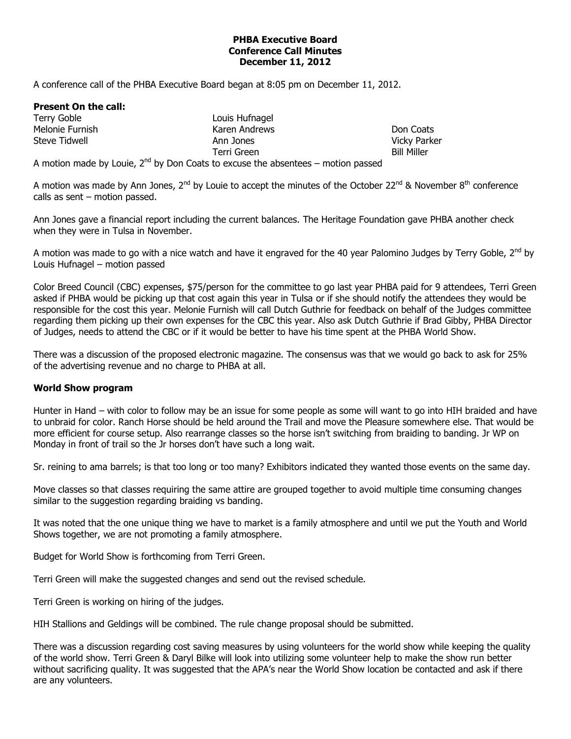**PHBA Executive Board**
**Conference Call Minutes**
**December 11, 2012**

A conference call of the PHBA Executive Board began at 8:05 pm on December 11, 2012.

**Present On the call:**

| | | |
|---|---|---|
| Terry Goble | Louis Hufnagel | |
| Melonie Furnish | Karen Andrews | Don Coats |
| Steve Tidwell | Ann Jones | Vicky Parker |
| | Terri Green | Bill Miller |

A motion made by Louie, 2nd by Don Coats to excuse the absentees – motion passed

A motion was made by Ann Jones, 2nd by Louie to accept the minutes of the October 22nd & November 8th conference calls as sent – motion passed.

Ann Jones gave a financial report including the current balances. The Heritage Foundation gave PHBA another check when they were in Tulsa in November.

A motion was made to go with a nice watch and have it engraved for the 40 year Palomino Judges by Terry Goble, 2nd by Louis Hufnagel – motion passed

Color Breed Council (CBC) expenses, $75/person for the committee to go last year PHBA paid for 9 attendees, Terri Green asked if PHBA would be picking up that cost again this year in Tulsa or if she should notify the attendees they would be responsible for the cost this year. Melonie Furnish will call Dutch Guthrie for feedback on behalf of the Judges committee regarding them picking up their own expenses for the CBC this year. Also ask Dutch Guthrie if Brad Gibby, PHBA Director of Judges, needs to attend the CBC or if it would be better to have his time spent at the PHBA World Show.

There was a discussion of the proposed electronic magazine. The consensus was that we would go back to ask for 25% of the advertising revenue and no charge to PHBA at all.

**World Show program**

Hunter in Hand – with color to follow may be an issue for some people as some will want to go into HIH braided and have to unbraid for color. Ranch Horse should be held around the Trail and move the Pleasure somewhere else. That would be more efficient for course setup. Also rearrange classes so the horse isn't switching from braiding to banding. Jr WP on Monday in front of trail so the Jr horses don't have such a long wait.

Sr. reining to ama barrels; is that too long or too many? Exhibitors indicated they wanted those events on the same day.

Move classes so that classes requiring the same attire are grouped together to avoid multiple time consuming changes similar to the suggestion regarding braiding vs banding.

It was noted that the one unique thing we have to market is a family atmosphere and until we put the Youth and World Shows together, we are not promoting a family atmosphere.

Budget for World Show is forthcoming from Terri Green.

Terri Green will make the suggested changes and send out the revised schedule.

Terri Green is working on hiring of the judges.

HIH Stallions and Geldings will be combined. The rule change proposal should be submitted.

There was a discussion regarding cost saving measures by using volunteers for the world show while keeping the quality of the world show. Terri Green & Daryl Bilke will look into utilizing some volunteer help to make the show run better without sacrificing quality. It was suggested that the APA's near the World Show location be contacted and ask if there are any volunteers.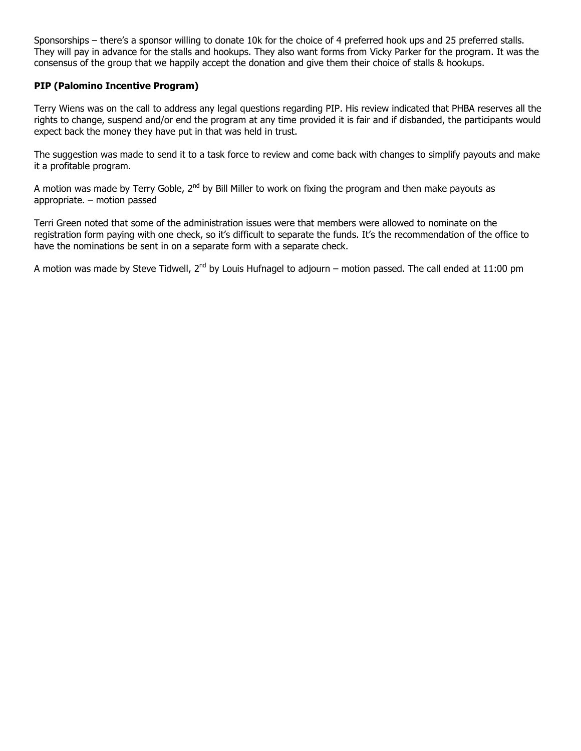Sponsorships – there's a sponsor willing to donate 10k for the choice of 4 preferred hook ups and 25 preferred stalls. They will pay in advance for the stalls and hookups. They also want forms from Vicky Parker for the program. It was the consensus of the group that we happily accept the donation and give them their choice of stalls & hookups.

**PIP (Palomino Incentive Program)**

Terry Wiens was on the call to address any legal questions regarding PIP. His review indicated that PHBA reserves all the rights to change, suspend and/or end the program at any time provided it is fair and if disbanded, the participants would expect back the money they have put in that was held in trust.

The suggestion was made to send it to a task force to review and come back with changes to simplify payouts and make it a profitable program.

A motion was made by Terry Goble, 2nd by Bill Miller to work on fixing the program and then make payouts as appropriate. – motion passed

Terri Green noted that some of the administration issues were that members were allowed to nominate on the registration form paying with one check, so it's difficult to separate the funds. It's the recommendation of the office to have the nominations be sent in on a separate form with a separate check.

A motion was made by Steve Tidwell, 2nd by Louis Hufnagel to adjourn – motion passed. The call ended at 11:00 pm